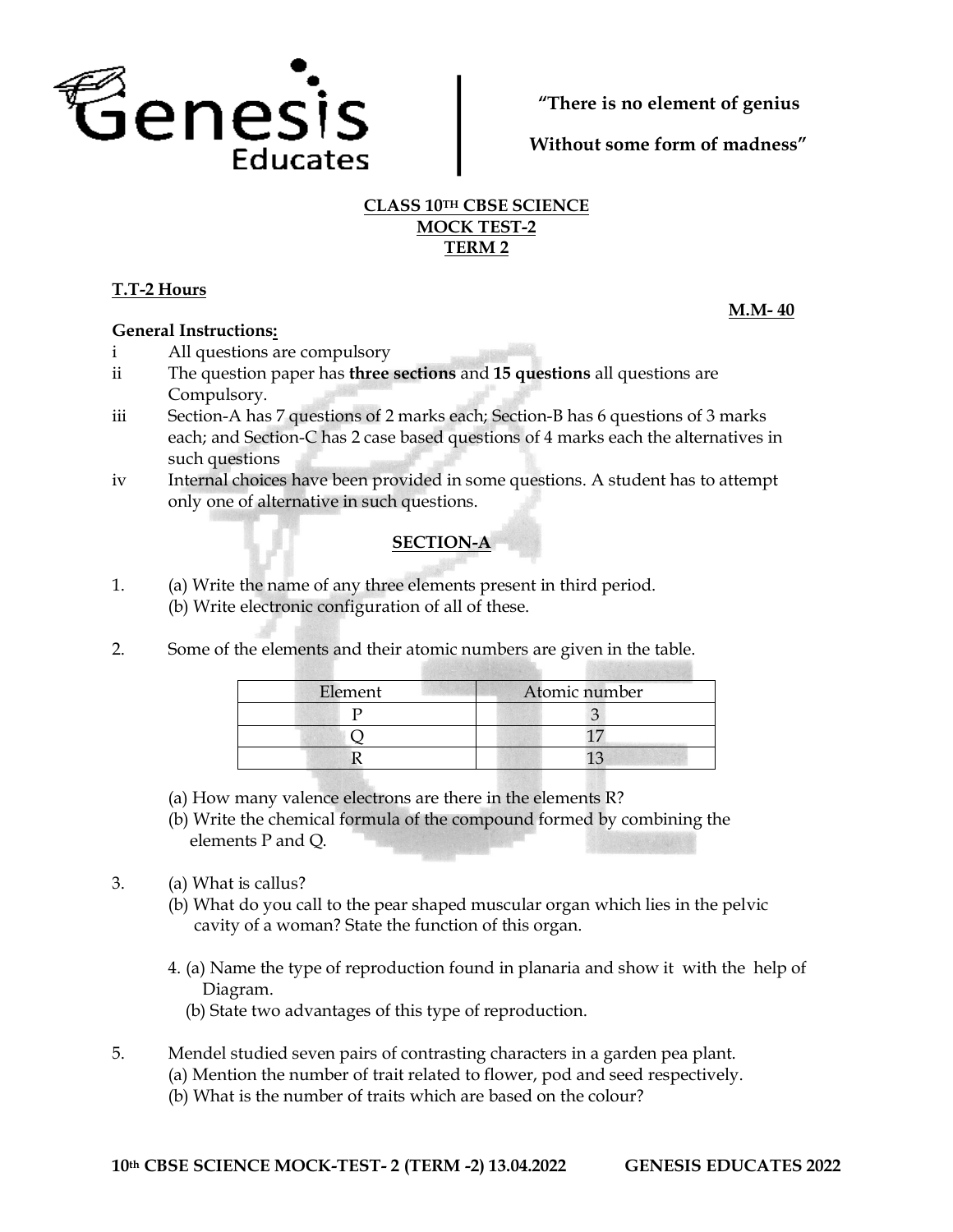**"There is no element of genius**

**Without some form of madness"**

## CLASS 10TH CBSE SCIENCE
## MOCK TEST-2
## TERM 2

**T.T-2 Hours**

**M.M- 40**

**General Instructions:**

i All questions are compulsory

ii The question paper has **three sections** and **15 questions** all questions are Compulsory.

iii Section-A has 7 questions of 2 marks each; Section-B has 6 questions of 3 marks each; and Section-C has 2 case based questions of 4 marks each the alternatives in such questions

iv Internal choices have been provided in some questions. A student has to attempt only one of alternative in such questions.

### SECTION-A

1. (a) Write the name of any three elements present in third period.
   (b) Write electronic configuration of all of these.

2. Some of the elements and their atomic numbers are given in the table.

| Element | Atomic number |
|---|---|
| P | 3 |
| Q | 17 |
| R | 13 |

   (a) How many valence electrons are there in the elements R?
   (b) Write the chemical formula of the compound formed by combining the elements P and Q.

3. (a) What is callus?
   (b) What do you call to the pear shaped muscular organ which lies in the pelvic cavity of a woman? State the function of this organ.

4. (a) Name the type of reproduction found in planaria and show it with the help of Diagram.
   (b) State two advantages of this type of reproduction.

5. Mendel studied seven pairs of contrasting characters in a garden pea plant.
   (a) Mention the number of trait related to flower, pod and seed respectively.
   (b) What is the number of traits which are based on the colour?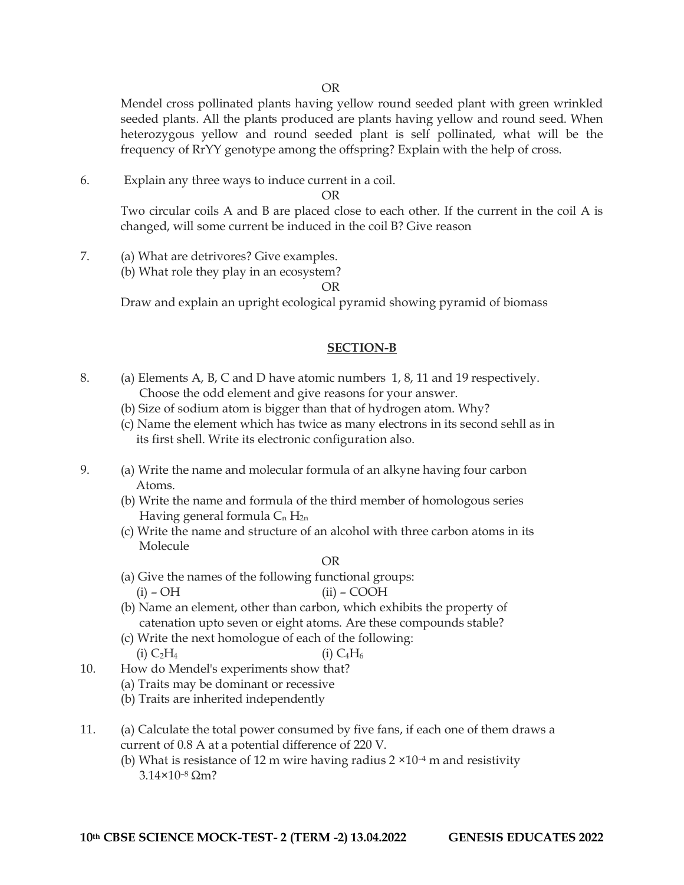OR

Mendel cross pollinated plants having yellow round seeded plant with green wrinkled seeded plants. All the plants produced are plants having yellow and round seed. When heterozygous yellow and round seeded plant is self pollinated, what will be the frequency of RrYY genotype among the offspring? Explain with the help of cross.

6. Explain any three ways to induce current in a coil.

OR

Two circular coils A and B are placed close to each other. If the current in the coil A is changed, will some current be induced in the coil B? Give reason

7. (a) What are detrivores? Give examples.
   (b) What role they play in an ecosystem?

OR

Draw and explain an upright ecological pyramid showing pyramid of biomass

## SECTION-B

8. (a) Elements A, B, C and D have atomic numbers 1, 8, 11 and 19 respectively. Choose the odd element and give reasons for your answer.
   (b) Size of sodium atom is bigger than that of hydrogen atom. Why?
   (c) Name the element which has twice as many electrons in its second sehll as in its first shell. Write its electronic configuration also.

9. (a) Write the name and molecular formula of an alkyne having four carbon Atoms.
   (b) Write the name and formula of the third member of homologous series Having general formula $C_n H_{2n}$
   (c) Write the name and structure of an alcohol with three carbon atoms in its Molecule

OR

   (a) Give the names of the following functional groups:
   (i) – OH (ii) – COOH
   (b) Name an element, other than carbon, which exhibits the property of catenation upto seven or eight atoms. Are these compounds stable?
   (c) Write the next homologue of each of the following:
   (i) $C_2H_4$ (i) $C_4H_6$

10. How do Mendel's experiments show that?
   (a) Traits may be dominant or recessive
   (b) Traits are inherited independently

11. (a) Calculate the total power consumed by five fans, if each one of them draws a current of 0.8 A at a potential difference of 220 V.
   (b) What is resistance of 12 m wire having radius $2 \times 10^{-4}$ m and resistivity $3.14 \times 10^{-8}$ Ωm?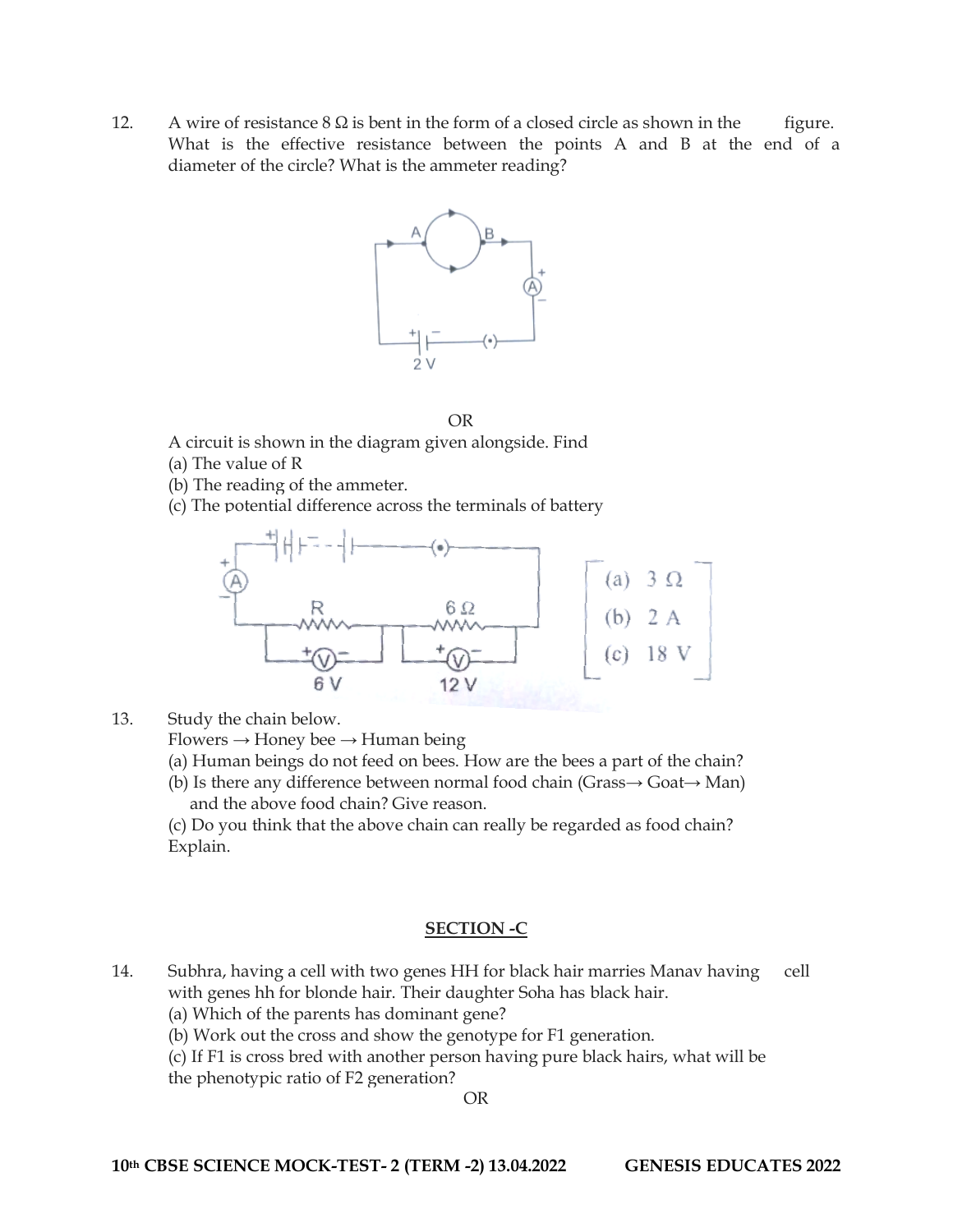12. A wire of resistance 8 Ω is bent in the form of a closed circle as shown in the figure. What is the effective resistance between the points A and B at the end of a diameter of the circle? What is the ammeter reading?

OR

A circuit is shown in the diagram given alongside. Find

(a) The value of R

(b) The reading of the ammeter.

(c) The potential difference across the terminals of battery

[(a) 3 Ω (b) 2 A (c) 18 V]

13. Study the chain below.

Flowers → Honey bee → Human being

(a) Human beings do not feed on bees. How are the bees a part of the chain?

(b) Is there any difference between normal food chain (Grass→ Goat→ Man) and the above food chain? Give reason.

(c) Do you think that the above chain can really be regarded as food chain? Explain.

## SECTION -C

14. Subhra, having a cell with two genes HH for black hair marries Manav having cell with genes hh for blonde hair. Their daughter Soha has black hair.

(a) Which of the parents has dominant gene?

(b) Work out the cross and show the genotype for F1 generation.

(c) If F1 is cross bred with another person having pure black hairs, what will be the phenotypic ratio of F2 generation?

OR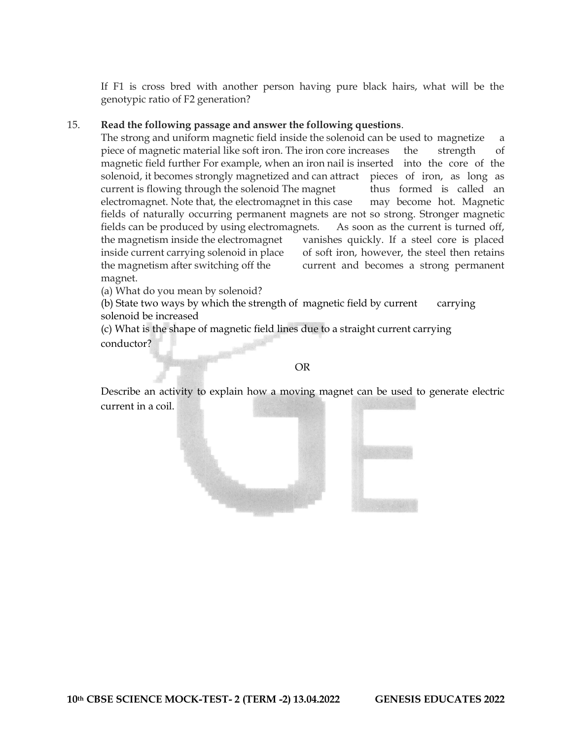If F1 is cross bred with another person having pure black hairs, what will be the genotypic ratio of F2 generation?

15. **Read the following passage and answer the following questions**.

The strong and uniform magnetic field inside the solenoid can be used to magnetize a piece of magnetic material like soft iron. The iron core increases the strength of magnetic field further For example, when an iron nail is inserted into the core of the solenoid, it becomes strongly magnetized and can attract pieces of iron, as long as current is flowing through the solenoid The magnet thus formed is called an electromagnet. Note that, the electromagnet in this case may become hot. Magnetic fields of naturally occurring permanent magnets are not so strong. Stronger magnetic fields can be produced by using electromagnets. As soon as the current is turned off, the magnetism inside the electromagnet vanishes quickly. If a steel core is placed inside current carrying solenoid in place of soft iron, however, the steel then retains the magnetism after switching off the current and becomes a strong permanent magnet.

(a) What do you mean by solenoid?

(b) State two ways by which the strength of magnetic field by current carrying solenoid be increased

(c) What is the shape of magnetic field lines due to a straight current carrying conductor?

OR

Describe an activity to explain how a moving magnet can be used to generate electric current in a coil.